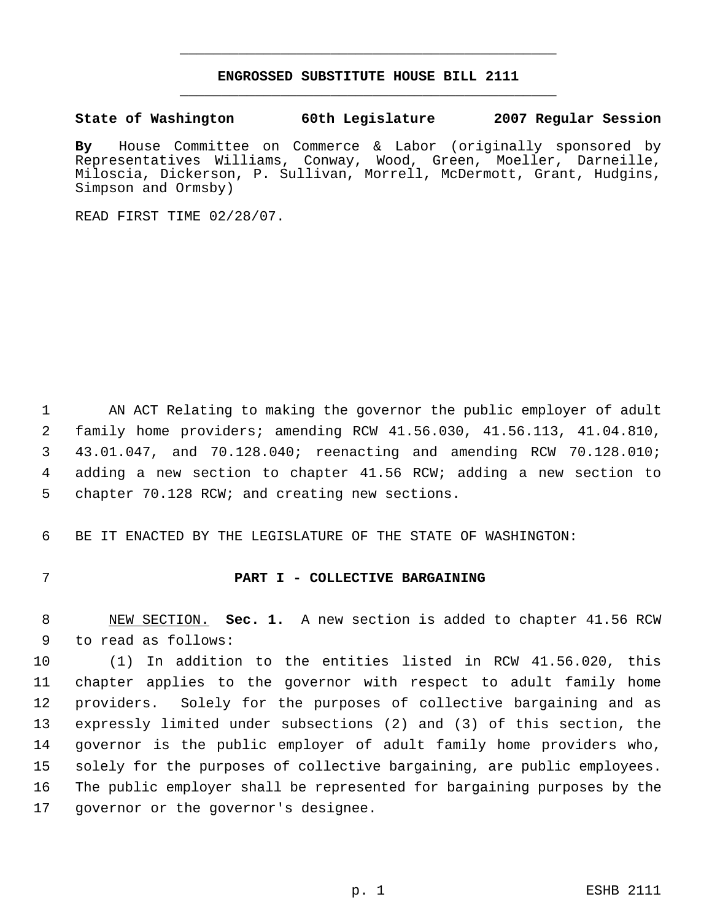# ENGROSSED SUBSTITUTE HOUSE BILL 2111

**State of Washington 60th Legislature 2007 Regular Session**

**By** House Committee on Commerce & Labor (originally sponsored by Representatives Williams, Conway, Wood, Green, Moeller, Darneille, Miloscia, Dickerson, P. Sullivan, Morrell, McDermott, Grant, Hudgins, Simpson and Ormsby)

READ FIRST TIME 02/28/07.

AN ACT Relating to making the governor the public employer of adult family home providers; amending RCW 41.56.030, 41.56.113, 41.04.810, 43.01.047, and 70.128.040; reenacting and amending RCW 70.128.010; adding a new section to chapter 41.56 RCW; adding a new section to chapter 70.128 RCW; and creating new sections.

BE IT ENACTED BY THE LEGISLATURE OF THE STATE OF WASHINGTON:

## PART I - COLLECTIVE BARGAINING

NEW SECTION. **Sec. 1.** A new section is added to chapter 41.56 RCW to read as follows:

(1) In addition to the entities listed in RCW 41.56.020, this chapter applies to the governor with respect to adult family home providers. Solely for the purposes of collective bargaining and as expressly limited under subsections (2) and (3) of this section, the governor is the public employer of adult family home providers who, solely for the purposes of collective bargaining, are public employees. The public employer shall be represented for bargaining purposes by the governor or the governor's designee.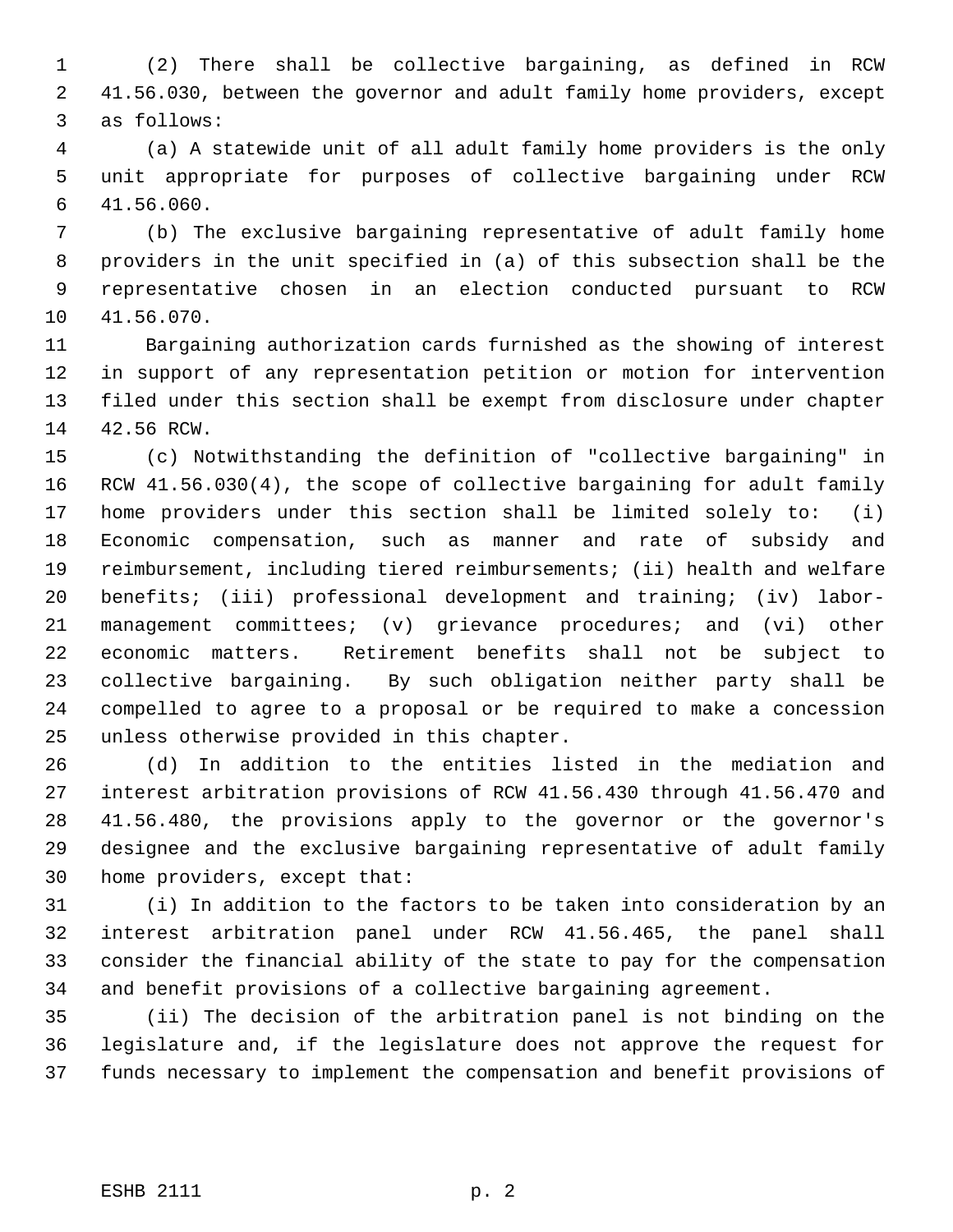(2) There shall be collective bargaining, as defined in RCW 41.56.030, between the governor and adult family home providers, except as follows:

(a) A statewide unit of all adult family home providers is the only unit appropriate for purposes of collective bargaining under RCW 41.56.060.

(b) The exclusive bargaining representative of adult family home providers in the unit specified in (a) of this subsection shall be the representative chosen in an election conducted pursuant to RCW 41.56.070.

Bargaining authorization cards furnished as the showing of interest in support of any representation petition or motion for intervention filed under this section shall be exempt from disclosure under chapter 42.56 RCW.

(c) Notwithstanding the definition of "collective bargaining" in RCW 41.56.030(4), the scope of collective bargaining for adult family home providers under this section shall be limited solely to: (i) Economic compensation, such as manner and rate of subsidy and reimbursement, including tiered reimbursements; (ii) health and welfare benefits; (iii) professional development and training; (iv) labor-management committees; (v) grievance procedures; and (vi) other economic matters. Retirement benefits shall not be subject to collective bargaining. By such obligation neither party shall be compelled to agree to a proposal or be required to make a concession unless otherwise provided in this chapter.

(d) In addition to the entities listed in the mediation and interest arbitration provisions of RCW 41.56.430 through 41.56.470 and 41.56.480, the provisions apply to the governor or the governor's designee and the exclusive bargaining representative of adult family home providers, except that:

(i) In addition to the factors to be taken into consideration by an interest arbitration panel under RCW 41.56.465, the panel shall consider the financial ability of the state to pay for the compensation and benefit provisions of a collective bargaining agreement.

(ii) The decision of the arbitration panel is not binding on the legislature and, if the legislature does not approve the request for funds necessary to implement the compensation and benefit provisions of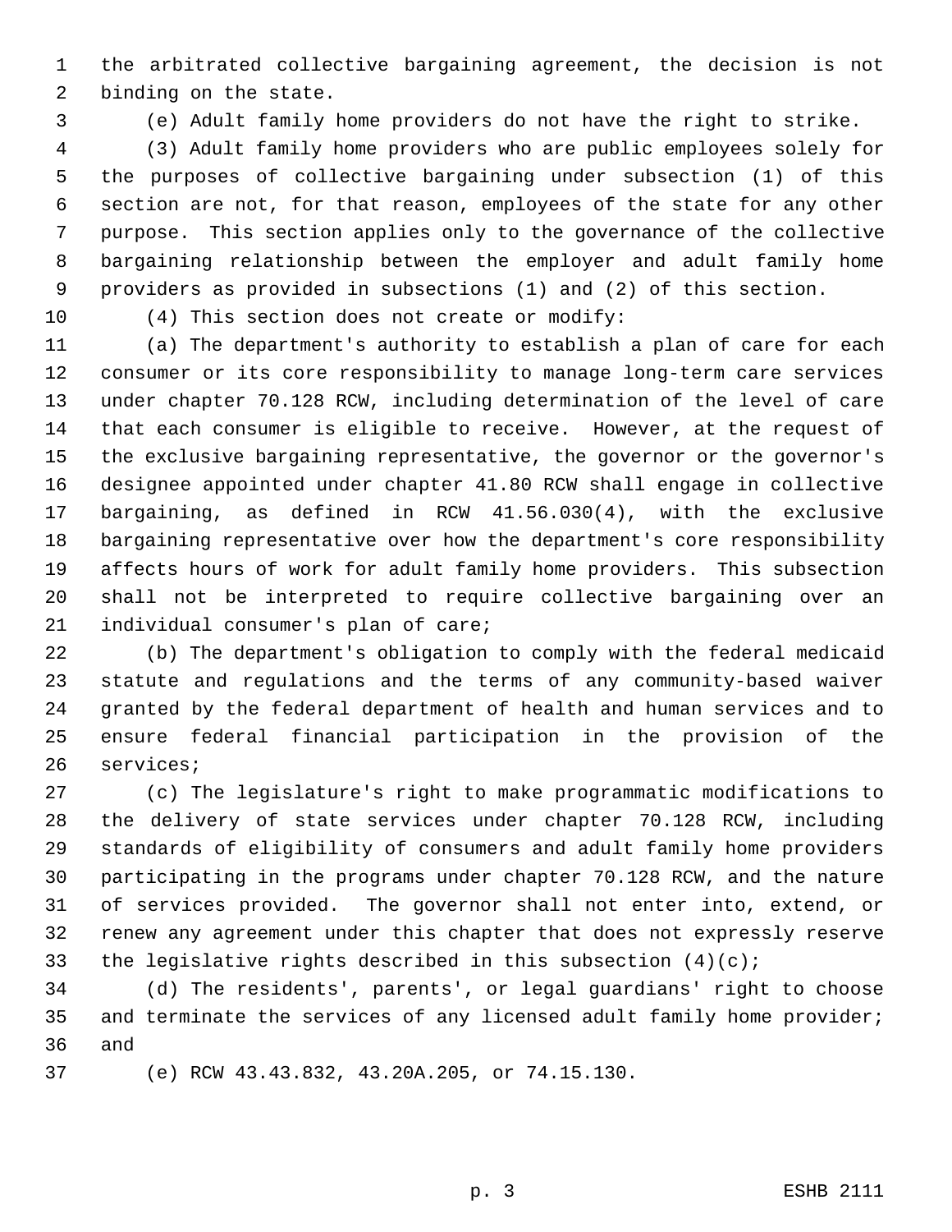the arbitrated collective bargaining agreement, the decision is not binding on the state.

(e) Adult family home providers do not have the right to strike.

(3) Adult family home providers who are public employees solely for the purposes of collective bargaining under subsection (1) of this section are not, for that reason, employees of the state for any other purpose. This section applies only to the governance of the collective bargaining relationship between the employer and adult family home providers as provided in subsections (1) and (2) of this section.

(4) This section does not create or modify:

(a) The department's authority to establish a plan of care for each consumer or its core responsibility to manage long-term care services under chapter 70.128 RCW, including determination of the level of care that each consumer is eligible to receive. However, at the request of the exclusive bargaining representative, the governor or the governor's designee appointed under chapter 41.80 RCW shall engage in collective bargaining, as defined in RCW 41.56.030(4), with the exclusive bargaining representative over how the department's core responsibility affects hours of work for adult family home providers. This subsection shall not be interpreted to require collective bargaining over an individual consumer's plan of care;

(b) The department's obligation to comply with the federal medicaid statute and regulations and the terms of any community-based waiver granted by the federal department of health and human services and to ensure federal financial participation in the provision of the services;

(c) The legislature's right to make programmatic modifications to the delivery of state services under chapter 70.128 RCW, including standards of eligibility of consumers and adult family home providers participating in the programs under chapter 70.128 RCW, and the nature of services provided. The governor shall not enter into, extend, or renew any agreement under this chapter that does not expressly reserve the legislative rights described in this subsection (4)(c);

(d) The residents', parents', or legal guardians' right to choose and terminate the services of any licensed adult family home provider; and

(e) RCW 43.43.832, 43.20A.205, or 74.15.130.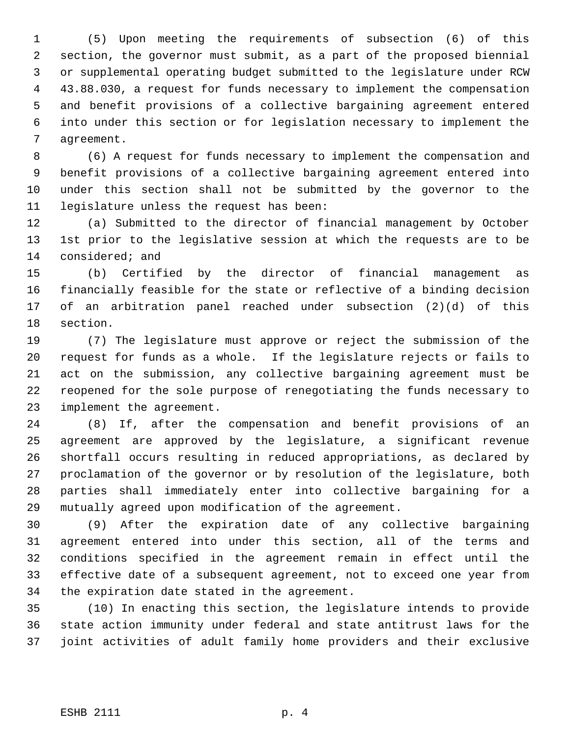(5) Upon meeting the requirements of subsection (6) of this section, the governor must submit, as a part of the proposed biennial or supplemental operating budget submitted to the legislature under RCW 43.88.030, a request for funds necessary to implement the compensation and benefit provisions of a collective bargaining agreement entered into under this section or for legislation necessary to implement the agreement.

(6) A request for funds necessary to implement the compensation and benefit provisions of a collective bargaining agreement entered into under this section shall not be submitted by the governor to the legislature unless the request has been:

(a) Submitted to the director of financial management by October 1st prior to the legislative session at which the requests are to be considered; and

(b) Certified by the director of financial management as financially feasible for the state or reflective of a binding decision of an arbitration panel reached under subsection (2)(d) of this section.

(7) The legislature must approve or reject the submission of the request for funds as a whole. If the legislature rejects or fails to act on the submission, any collective bargaining agreement must be reopened for the sole purpose of renegotiating the funds necessary to implement the agreement.

(8) If, after the compensation and benefit provisions of an agreement are approved by the legislature, a significant revenue shortfall occurs resulting in reduced appropriations, as declared by proclamation of the governor or by resolution of the legislature, both parties shall immediately enter into collective bargaining for a mutually agreed upon modification of the agreement.

(9) After the expiration date of any collective bargaining agreement entered into under this section, all of the terms and conditions specified in the agreement remain in effect until the effective date of a subsequent agreement, not to exceed one year from the expiration date stated in the agreement.

(10) In enacting this section, the legislature intends to provide state action immunity under federal and state antitrust laws for the joint activities of adult family home providers and their exclusive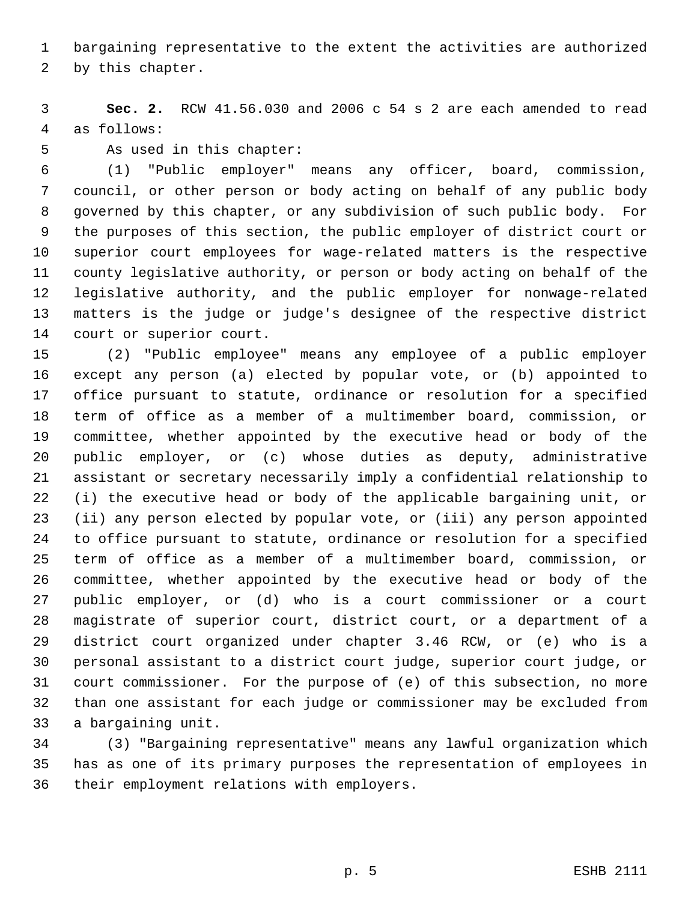bargaining representative to the extent the activities are authorized by this chapter.

**Sec. 2.** RCW 41.56.030 and 2006 c 54 s 2 are each amended to read as follows:

As used in this chapter:

(1) "Public employer" means any officer, board, commission, council, or other person or body acting on behalf of any public body governed by this chapter, or any subdivision of such public body. For the purposes of this section, the public employer of district court or superior court employees for wage-related matters is the respective county legislative authority, or person or body acting on behalf of the legislative authority, and the public employer for nonwage-related matters is the judge or judge's designee of the respective district court or superior court.

(2) "Public employee" means any employee of a public employer except any person (a) elected by popular vote, or (b) appointed to office pursuant to statute, ordinance or resolution for a specified term of office as a member of a multimember board, commission, or committee, whether appointed by the executive head or body of the public employer, or (c) whose duties as deputy, administrative assistant or secretary necessarily imply a confidential relationship to (i) the executive head or body of the applicable bargaining unit, or (ii) any person elected by popular vote, or (iii) any person appointed to office pursuant to statute, ordinance or resolution for a specified term of office as a member of a multimember board, commission, or committee, whether appointed by the executive head or body of the public employer, or (d) who is a court commissioner or a court magistrate of superior court, district court, or a department of a district court organized under chapter 3.46 RCW, or (e) who is a personal assistant to a district court judge, superior court judge, or court commissioner. For the purpose of (e) of this subsection, no more than one assistant for each judge or commissioner may be excluded from a bargaining unit.

(3) "Bargaining representative" means any lawful organization which has as one of its primary purposes the representation of employees in their employment relations with employers.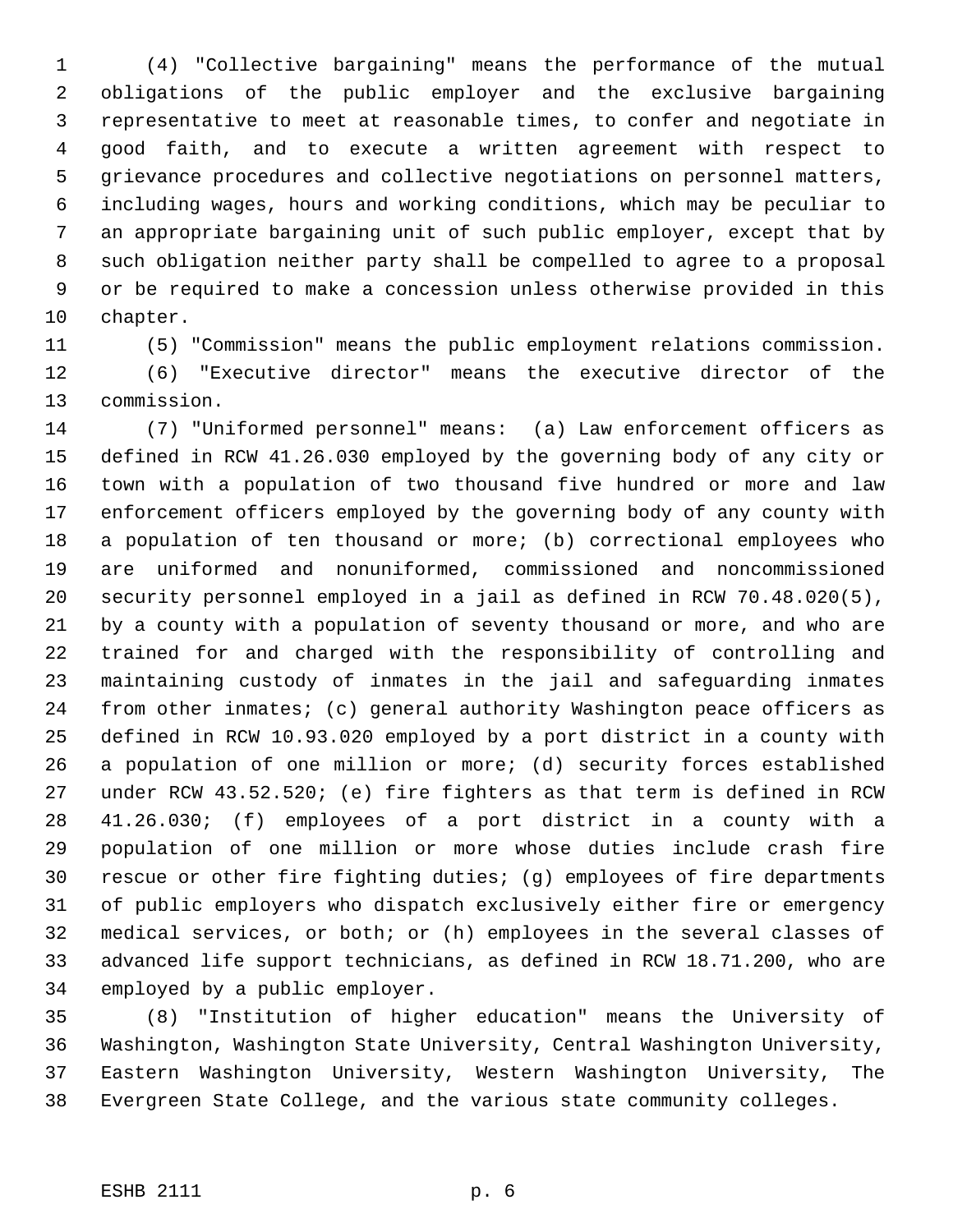(4) "Collective bargaining" means the performance of the mutual obligations of the public employer and the exclusive bargaining representative to meet at reasonable times, to confer and negotiate in good faith, and to execute a written agreement with respect to grievance procedures and collective negotiations on personnel matters, including wages, hours and working conditions, which may be peculiar to an appropriate bargaining unit of such public employer, except that by such obligation neither party shall be compelled to agree to a proposal or be required to make a concession unless otherwise provided in this chapter.

(5) "Commission" means the public employment relations commission.

(6) "Executive director" means the executive director of the commission.

(7) "Uniformed personnel" means: (a) Law enforcement officers as defined in RCW 41.26.030 employed by the governing body of any city or town with a population of two thousand five hundred or more and law enforcement officers employed by the governing body of any county with a population of ten thousand or more; (b) correctional employees who are uniformed and nonuniformed, commissioned and noncommissioned security personnel employed in a jail as defined in RCW 70.48.020(5), by a county with a population of seventy thousand or more, and who are trained for and charged with the responsibility of controlling and maintaining custody of inmates in the jail and safeguarding inmates from other inmates; (c) general authority Washington peace officers as defined in RCW 10.93.020 employed by a port district in a county with a population of one million or more; (d) security forces established under RCW 43.52.520; (e) fire fighters as that term is defined in RCW 41.26.030; (f) employees of a port district in a county with a population of one million or more whose duties include crash fire rescue or other fire fighting duties; (g) employees of fire departments of public employers who dispatch exclusively either fire or emergency medical services, or both; or (h) employees in the several classes of advanced life support technicians, as defined in RCW 18.71.200, who are employed by a public employer.

(8) "Institution of higher education" means the University of Washington, Washington State University, Central Washington University, Eastern Washington University, Western Washington University, The Evergreen State College, and the various state community colleges.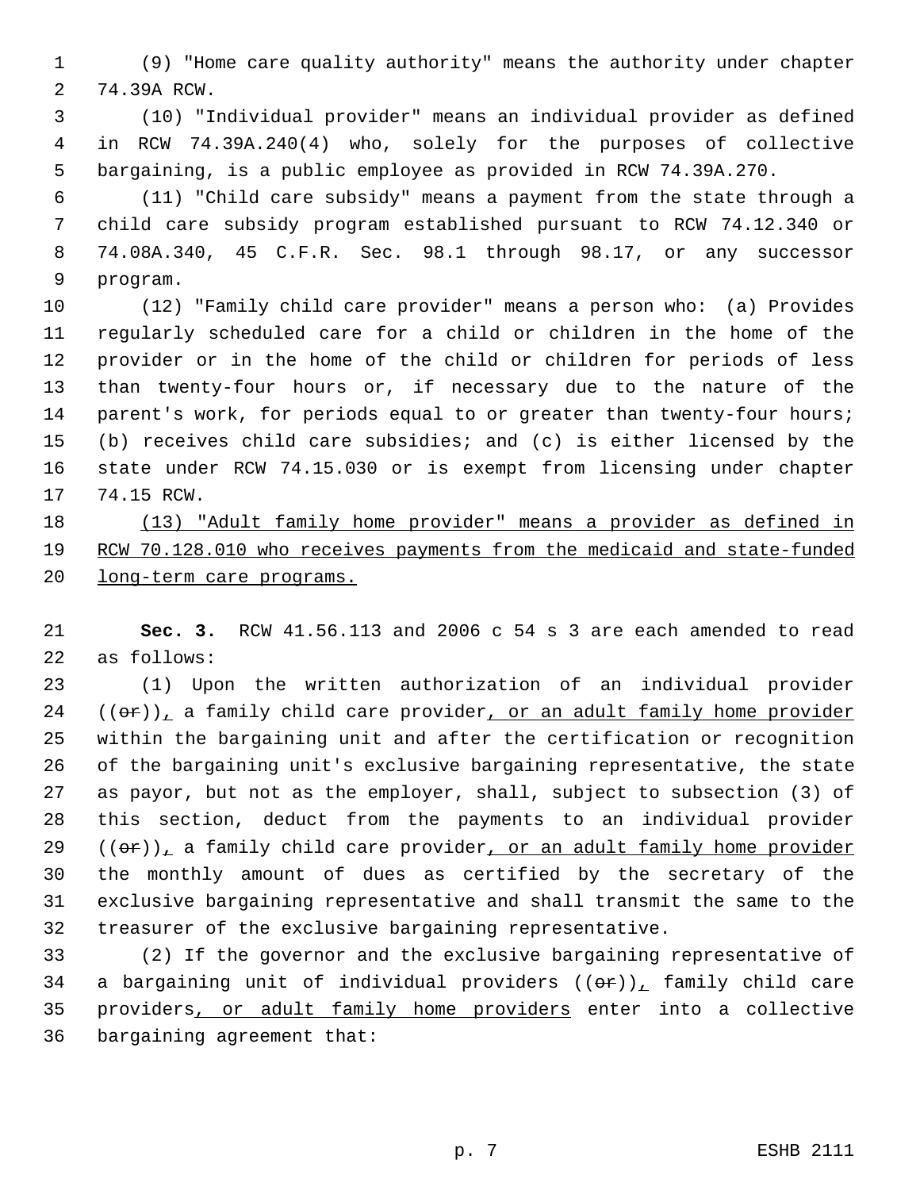(9) "Home care quality authority" means the authority under chapter 74.39A RCW.

(10) "Individual provider" means an individual provider as defined in RCW 74.39A.240(4) who, solely for the purposes of collective bargaining, is a public employee as provided in RCW 74.39A.270.

(11) "Child care subsidy" means a payment from the state through a child care subsidy program established pursuant to RCW 74.12.340 or 74.08A.340, 45 C.F.R. Sec. 98.1 through 98.17, or any successor program.

(12) "Family child care provider" means a person who: (a) Provides regularly scheduled care for a child or children in the home of the provider or in the home of the child or children for periods of less than twenty-four hours or, if necessary due to the nature of the parent's work, for periods equal to or greater than twenty-four hours; (b) receives child care subsidies; and (c) is either licensed by the state under RCW 74.15.030 or is exempt from licensing under chapter 74.15 RCW.

<u>(13) "Adult family home provider" means a provider as defined in RCW 70.128.010 who receives payments from the medicaid and state-funded long-term care programs.</u>

**Sec. 3.** RCW 41.56.113 and 2006 c 54 s 3 are each amended to read as follows:

(1) Upon the written authorization of an individual provider ((~~or~~))<u>,</u> a family child care provider<u>, or an adult family home provider</u> within the bargaining unit and after the certification or recognition of the bargaining unit's exclusive bargaining representative, the state as payor, but not as the employer, shall, subject to subsection (3) of this section, deduct from the payments to an individual provider ((~~or~~))<u>,</u> a family child care provider<u>, or an adult family home provider</u> the monthly amount of dues as certified by the secretary of the exclusive bargaining representative and shall transmit the same to the treasurer of the exclusive bargaining representative.

(2) If the governor and the exclusive bargaining representative of a bargaining unit of individual providers ((~~or~~))<u>,</u> family child care providers<u>, or adult family home providers</u> enter into a collective bargaining agreement that: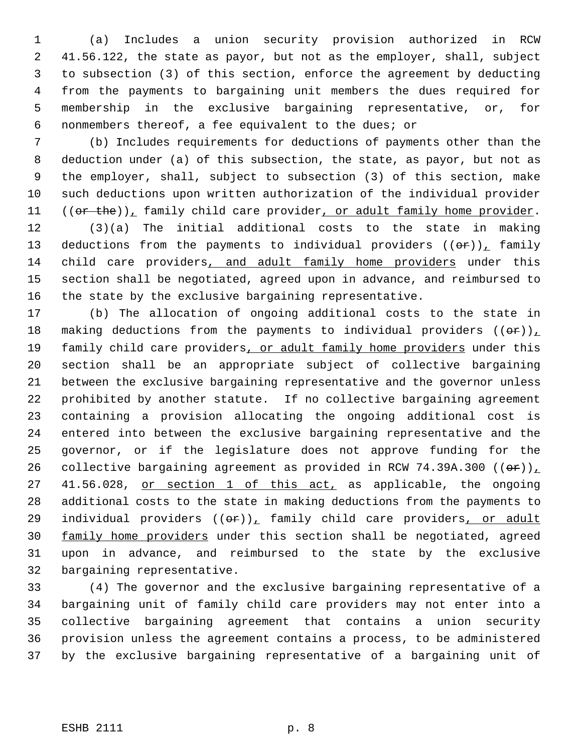(a) Includes a union security provision authorized in RCW 41.56.122, the state as payor, but not as the employer, shall, subject to subsection (3) of this section, enforce the agreement by deducting from the payments to bargaining unit members the dues required for membership in the exclusive bargaining representative, or, for nonmembers thereof, a fee equivalent to the dues; or

(b) Includes requirements for deductions of payments other than the deduction under (a) of this subsection, the state, as payor, but not as the employer, shall, subject to subsection (3) of this section, make such deductions upon written authorization of the individual provider ((~~or the~~)), family child care provider, or adult family home provider.

(3)(a) The initial additional costs to the state in making deductions from the payments to individual providers ((~~or~~)), family child care providers, and adult family home providers under this section shall be negotiated, agreed upon in advance, and reimbursed to the state by the exclusive bargaining representative.

(b) The allocation of ongoing additional costs to the state in making deductions from the payments to individual providers ((~~or~~)), family child care providers, or adult family home providers under this section shall be an appropriate subject of collective bargaining between the exclusive bargaining representative and the governor unless prohibited by another statute. If no collective bargaining agreement containing a provision allocating the ongoing additional cost is entered into between the exclusive bargaining representative and the governor, or if the legislature does not approve funding for the collective bargaining agreement as provided in RCW 74.39A.300 ((~~or~~)), 41.56.028, or section 1 of this act, as applicable, the ongoing additional costs to the state in making deductions from the payments to individual providers ((~~or~~)), family child care providers, or adult family home providers under this section shall be negotiated, agreed upon in advance, and reimbursed to the state by the exclusive bargaining representative.

(4) The governor and the exclusive bargaining representative of a bargaining unit of family child care providers may not enter into a collective bargaining agreement that contains a union security provision unless the agreement contains a process, to be administered by the exclusive bargaining representative of a bargaining unit of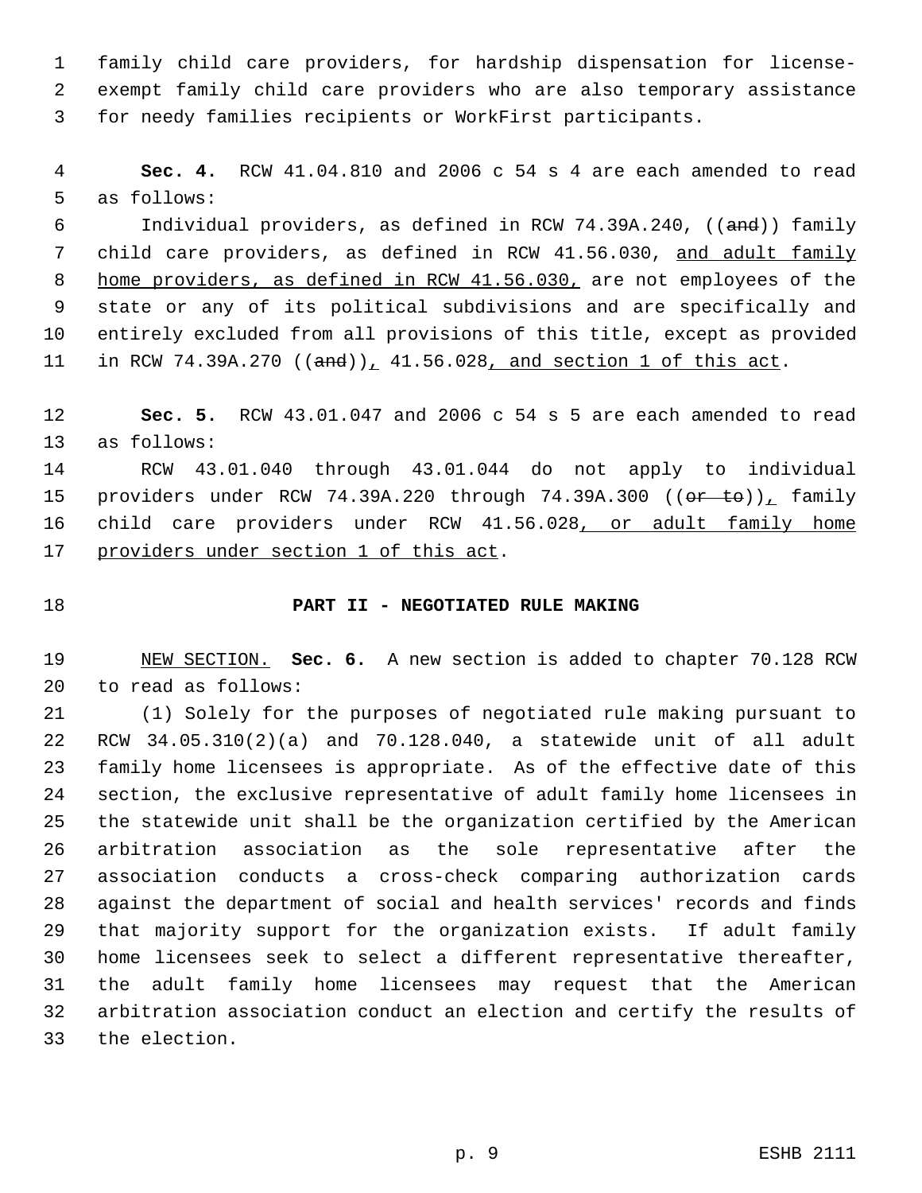family child care providers, for hardship dispensation for license-exempt family child care providers who are also temporary assistance for needy families recipients or WorkFirst participants.

**Sec. 4.** RCW 41.04.810 and 2006 c 54 s 4 are each amended to read as follows:

Individual providers, as defined in RCW 74.39A.240, ((~~and~~)) family child care providers, as defined in RCW 41.56.030, <u>and adult family home providers, as defined in RCW 41.56.030,</u> are not employees of the state or any of its political subdivisions and are specifically and entirely excluded from all provisions of this title, except as provided in RCW 74.39A.270 ((~~and~~))<u>,</u> 41.56.028<u>, and section 1 of this act</u>.

**Sec. 5.** RCW 43.01.047 and 2006 c 54 s 5 are each amended to read as follows:

RCW 43.01.040 through 43.01.044 do not apply to individual providers under RCW 74.39A.220 through 74.39A.300 ((~~or to~~))<u>,</u> family child care providers under RCW 41.56.028<u>, or adult family home providers under section 1 of this act</u>.

**PART II - NEGOTIATED RULE MAKING**

<u>NEW SECTION.</u> **Sec. 6.** A new section is added to chapter 70.128 RCW to read as follows:

(1) Solely for the purposes of negotiated rule making pursuant to RCW 34.05.310(2)(a) and 70.128.040, a statewide unit of all adult family home licensees is appropriate. As of the effective date of this section, the exclusive representative of adult family home licensees in the statewide unit shall be the organization certified by the American arbitration association as the sole representative after the association conducts a cross-check comparing authorization cards against the department of social and health services' records and finds that majority support for the organization exists. If adult family home licensees seek to select a different representative thereafter, the adult family home licensees may request that the American arbitration association conduct an election and certify the results of the election.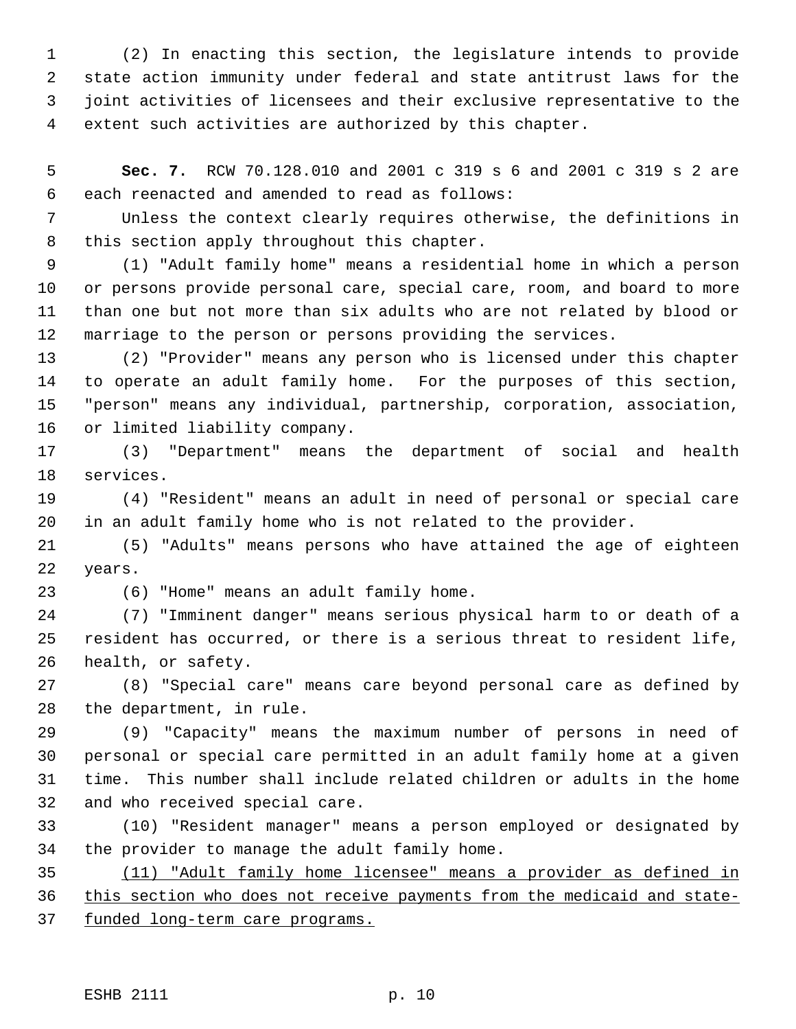(2) In enacting this section, the legislature intends to provide state action immunity under federal and state antitrust laws for the joint activities of licensees and their exclusive representative to the extent such activities are authorized by this chapter.

**Sec. 7.** RCW 70.128.010 and 2001 c 319 s 6 and 2001 c 319 s 2 are each reenacted and amended to read as follows:

Unless the context clearly requires otherwise, the definitions in this section apply throughout this chapter.

(1) "Adult family home" means a residential home in which a person or persons provide personal care, special care, room, and board to more than one but not more than six adults who are not related by blood or marriage to the person or persons providing the services.

(2) "Provider" means any person who is licensed under this chapter to operate an adult family home. For the purposes of this section, "person" means any individual, partnership, corporation, association, or limited liability company.

(3) "Department" means the department of social and health services.

(4) "Resident" means an adult in need of personal or special care in an adult family home who is not related to the provider.

(5) "Adults" means persons who have attained the age of eighteen years.

(6) "Home" means an adult family home.

(7) "Imminent danger" means serious physical harm to or death of a resident has occurred, or there is a serious threat to resident life, health, or safety.

(8) "Special care" means care beyond personal care as defined by the department, in rule.

(9) "Capacity" means the maximum number of persons in need of personal or special care permitted in an adult family home at a given time. This number shall include related children or adults in the home and who received special care.

(10) "Resident manager" means a person employed or designated by the provider to manage the adult family home.

<u>(11) "Adult family home licensee" means a provider as defined in this section who does not receive payments from the medicaid and state-funded long-term care programs.</u>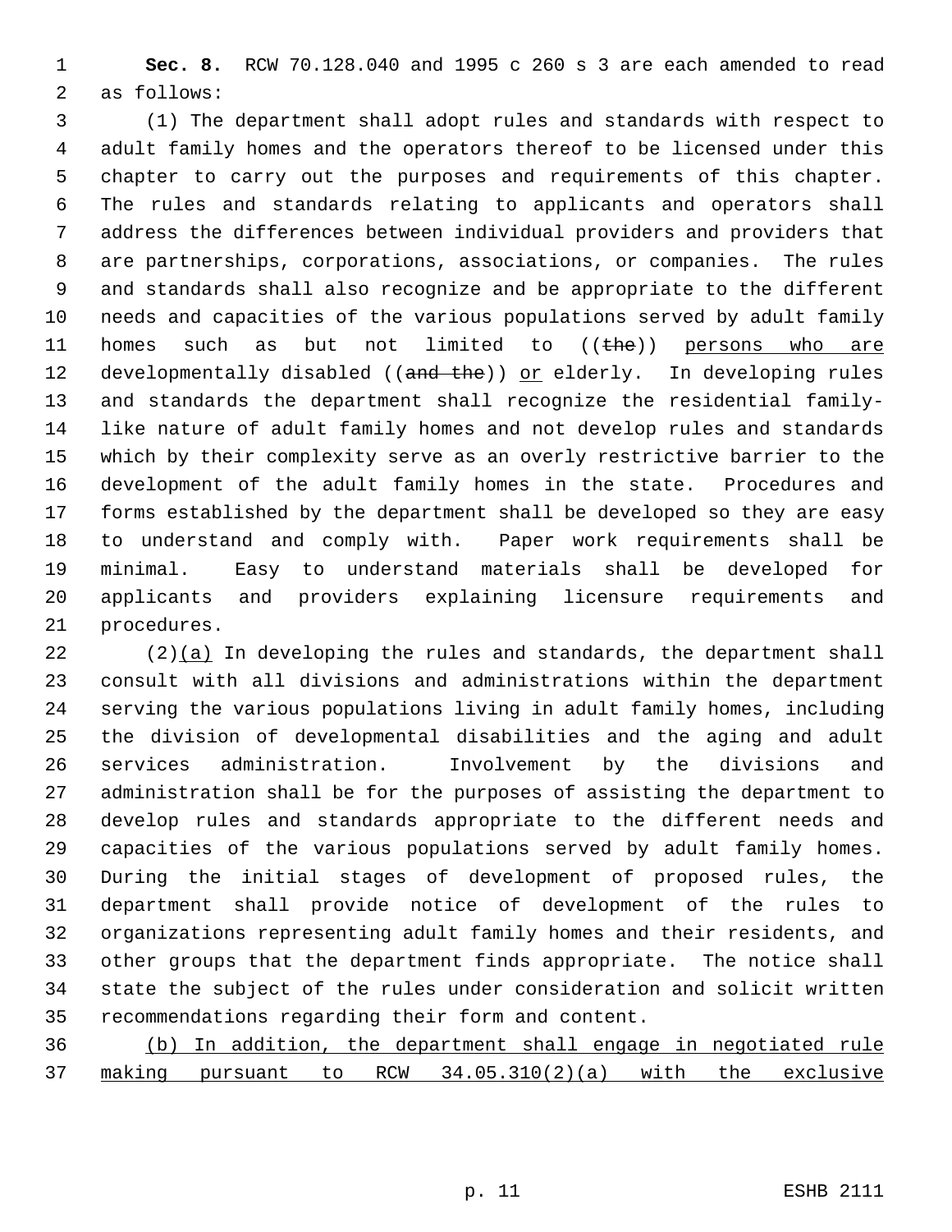**Sec. 8.** RCW 70.128.040 and 1995 c 260 s 3 are each amended to read as follows:

(1) The department shall adopt rules and standards with respect to adult family homes and the operators thereof to be licensed under this chapter to carry out the purposes and requirements of this chapter. The rules and standards relating to applicants and operators shall address the differences between individual providers and providers that are partnerships, corporations, associations, or companies. The rules and standards shall also recognize and be appropriate to the different needs and capacities of the various populations served by adult family homes such as but not limited to ((~~the~~)) <u>persons who are</u> developmentally disabled ((~~and the~~)) <u>or</u> elderly. In developing rules and standards the department shall recognize the residential family-like nature of adult family homes and not develop rules and standards which by their complexity serve as an overly restrictive barrier to the development of the adult family homes in the state. Procedures and forms established by the department shall be developed so they are easy to understand and comply with. Paper work requirements shall be minimal. Easy to understand materials shall be developed for applicants and providers explaining licensure requirements and procedures.

(2)<u>(a)</u> In developing the rules and standards, the department shall consult with all divisions and administrations within the department serving the various populations living in adult family homes, including the division of developmental disabilities and the aging and adult services administration. Involvement by the divisions and administration shall be for the purposes of assisting the department to develop rules and standards appropriate to the different needs and capacities of the various populations served by adult family homes. During the initial stages of development of proposed rules, the department shall provide notice of development of the rules to organizations representing adult family homes and their residents, and other groups that the department finds appropriate. The notice shall state the subject of the rules under consideration and solicit written recommendations regarding their form and content.

<u>(b) In addition, the department shall engage in negotiated rule making pursuant to RCW 34.05.310(2)(a) with the exclusive</u>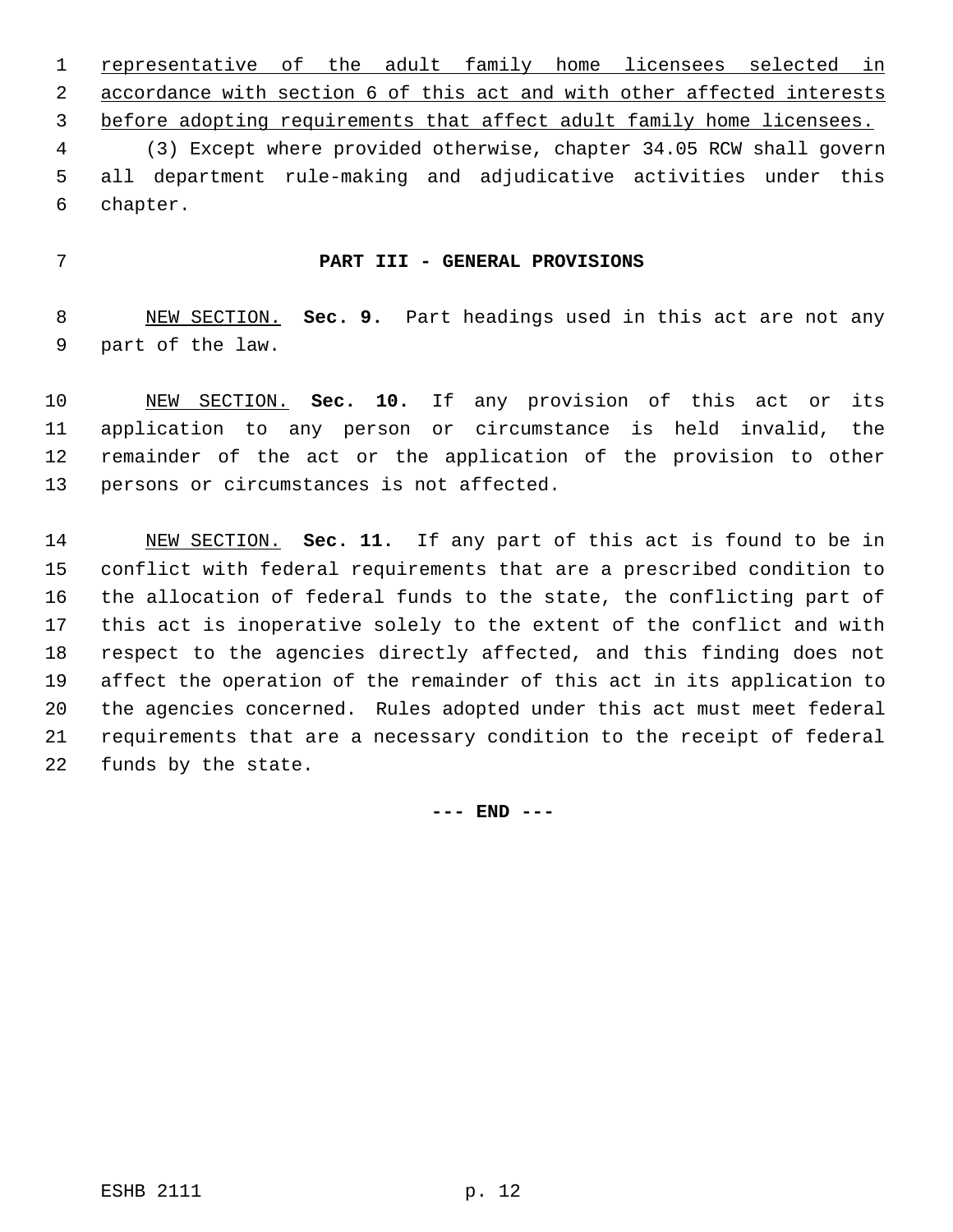representative of the adult family home licensees selected in accordance with section 6 of this act and with other affected interests before adopting requirements that affect adult family home licensees.

(3) Except where provided otherwise, chapter 34.05 RCW shall govern all department rule-making and adjudicative activities under this chapter.

**PART III - GENERAL PROVISIONS**

NEW SECTION. **Sec. 9.** Part headings used in this act are not any part of the law.

NEW SECTION. **Sec. 10.** If any provision of this act or its application to any person or circumstance is held invalid, the remainder of the act or the application of the provision to other persons or circumstances is not affected.

NEW SECTION. **Sec. 11.** If any part of this act is found to be in conflict with federal requirements that are a prescribed condition to the allocation of federal funds to the state, the conflicting part of this act is inoperative solely to the extent of the conflict and with respect to the agencies directly affected, and this finding does not affect the operation of the remainder of this act in its application to the agencies concerned. Rules adopted under this act must meet federal requirements that are a necessary condition to the receipt of federal funds by the state.

**--- END ---**